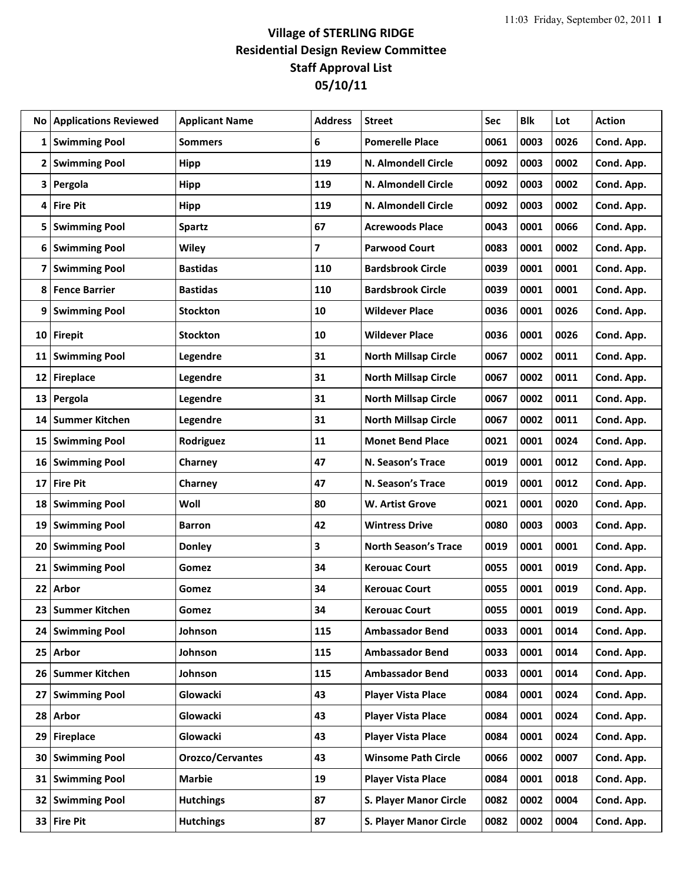# Village of STERLING RIDGE
## Residential Design Review Committee
## Staff Approval List
## 05/10/11

| No | Applications Reviewed | Applicant Name | Address | Street | Sec | Blk | Lot | Action |
|---|---|---|---|---|---|---|---|---|
| 1 | Swimming Pool | Sommers | 6 | Pomerelle Place | 0061 | 0003 | 0026 | Cond. App. |
| 2 | Swimming Pool | Hipp | 119 | N. Almondell Circle | 0092 | 0003 | 0002 | Cond. App. |
| 3 | Pergola | Hipp | 119 | N. Almondell Circle | 0092 | 0003 | 0002 | Cond. App. |
| 4 | Fire Pit | Hipp | 119 | N. Almondell Circle | 0092 | 0003 | 0002 | Cond. App. |
| 5 | Swimming Pool | Spartz | 67 | Acrewoods Place | 0043 | 0001 | 0066 | Cond. App. |
| 6 | Swimming Pool | Wiley | 7 | Parwood Court | 0083 | 0001 | 0002 | Cond. App. |
| 7 | Swimming Pool | Bastidas | 110 | Bardsbrook Circle | 0039 | 0001 | 0001 | Cond. App. |
| 8 | Fence Barrier | Bastidas | 110 | Bardsbrook Circle | 0039 | 0001 | 0001 | Cond. App. |
| 9 | Swimming Pool | Stockton | 10 | Wildever Place | 0036 | 0001 | 0026 | Cond. App. |
| 10 | Firepit | Stockton | 10 | Wildever Place | 0036 | 0001 | 0026 | Cond. App. |
| 11 | Swimming Pool | Legendre | 31 | North Millsap Circle | 0067 | 0002 | 0011 | Cond. App. |
| 12 | Fireplace | Legendre | 31 | North Millsap Circle | 0067 | 0002 | 0011 | Cond. App. |
| 13 | Pergola | Legendre | 31 | North Millsap Circle | 0067 | 0002 | 0011 | Cond. App. |
| 14 | Summer Kitchen | Legendre | 31 | North Millsap Circle | 0067 | 0002 | 0011 | Cond. App. |
| 15 | Swimming Pool | Rodriguez | 11 | Monet Bend Place | 0021 | 0001 | 0024 | Cond. App. |
| 16 | Swimming Pool | Charney | 47 | N. Season's Trace | 0019 | 0001 | 0012 | Cond. App. |
| 17 | Fire Pit | Charney | 47 | N. Season's Trace | 0019 | 0001 | 0012 | Cond. App. |
| 18 | Swimming Pool | Woll | 80 | W. Artist Grove | 0021 | 0001 | 0020 | Cond. App. |
| 19 | Swimming Pool | Barron | 42 | Wintress Drive | 0080 | 0003 | 0003 | Cond. App. |
| 20 | Swimming Pool | Donley | 3 | North Season's Trace | 0019 | 0001 | 0001 | Cond. App. |
| 21 | Swimming Pool | Gomez | 34 | Kerouac Court | 0055 | 0001 | 0019 | Cond. App. |
| 22 | Arbor | Gomez | 34 | Kerouac Court | 0055 | 0001 | 0019 | Cond. App. |
| 23 | Summer Kitchen | Gomez | 34 | Kerouac Court | 0055 | 0001 | 0019 | Cond. App. |
| 24 | Swimming Pool | Johnson | 115 | Ambassador Bend | 0033 | 0001 | 0014 | Cond. App. |
| 25 | Arbor | Johnson | 115 | Ambassador Bend | 0033 | 0001 | 0014 | Cond. App. |
| 26 | Summer Kitchen | Johnson | 115 | Ambassador Bend | 0033 | 0001 | 0014 | Cond. App. |
| 27 | Swimming Pool | Glowacki | 43 | Player Vista Place | 0084 | 0001 | 0024 | Cond. App. |
| 28 | Arbor | Glowacki | 43 | Player Vista Place | 0084 | 0001 | 0024 | Cond. App. |
| 29 | Fireplace | Glowacki | 43 | Player Vista Place | 0084 | 0001 | 0024 | Cond. App. |
| 30 | Swimming Pool | Orozco/Cervantes | 43 | Winsome Path Circle | 0066 | 0002 | 0007 | Cond. App. |
| 31 | Swimming Pool | Marbie | 19 | Player Vista Place | 0084 | 0001 | 0018 | Cond. App. |
| 32 | Swimming Pool | Hutchings | 87 | S. Player Manor Circle | 0082 | 0002 | 0004 | Cond. App. |
| 33 | Fire Pit | Hutchings | 87 | S. Player Manor Circle | 0082 | 0002 | 0004 | Cond. App. |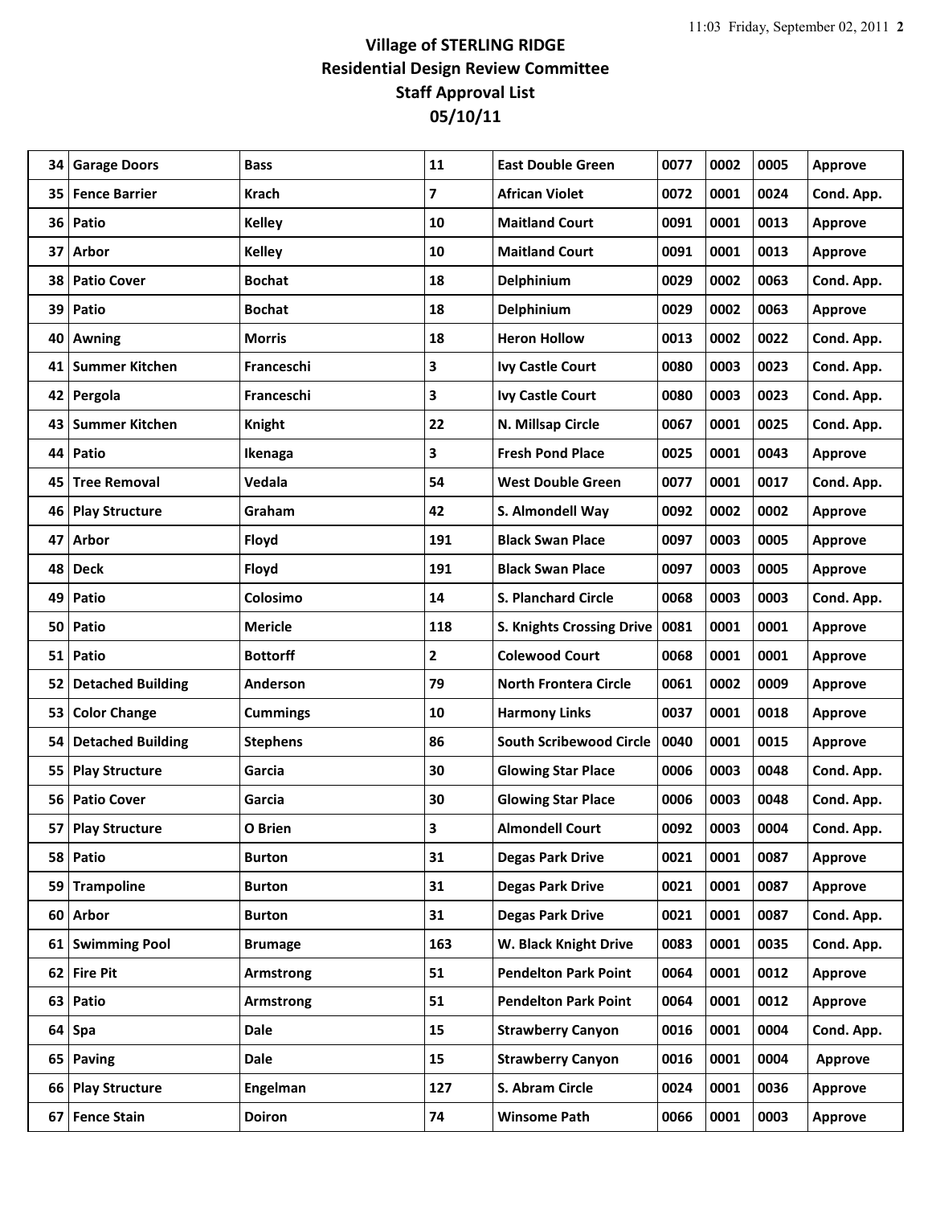# Village of STERLING RIDGE
## Residential Design Review Committee
## Staff Approval List
## 05/10/11

| | | | | | | | | |
|---|---|---|---|---|---|---|---|---|
| 34 | Garage Doors | Bass | 11 | East Double Green | 0077 | 0002 | 0005 | Approve |
| 35 | Fence Barrier | Krach | 7 | African Violet | 0072 | 0001 | 0024 | Cond. App. |
| 36 | Patio | Kelley | 10 | Maitland Court | 0091 | 0001 | 0013 | Approve |
| 37 | Arbor | Kelley | 10 | Maitland Court | 0091 | 0001 | 0013 | Approve |
| 38 | Patio Cover | Bochat | 18 | Delphinium | 0029 | 0002 | 0063 | Cond. App. |
| 39 | Patio | Bochat | 18 | Delphinium | 0029 | 0002 | 0063 | Approve |
| 40 | Awning | Morris | 18 | Heron Hollow | 0013 | 0002 | 0022 | Cond. App. |
| 41 | Summer Kitchen | Franceschi | 3 | Ivy Castle Court | 0080 | 0003 | 0023 | Cond. App. |
| 42 | Pergola | Franceschi | 3 | Ivy Castle Court | 0080 | 0003 | 0023 | Cond. App. |
| 43 | Summer Kitchen | Knight | 22 | N. Millsap Circle | 0067 | 0001 | 0025 | Cond. App. |
| 44 | Patio | Ikenaga | 3 | Fresh Pond Place | 0025 | 0001 | 0043 | Approve |
| 45 | Tree Removal | Vedala | 54 | West Double Green | 0077 | 0001 | 0017 | Cond. App. |
| 46 | Play Structure | Graham | 42 | S. Almondell Way | 0092 | 0002 | 0002 | Approve |
| 47 | Arbor | Floyd | 191 | Black Swan Place | 0097 | 0003 | 0005 | Approve |
| 48 | Deck | Floyd | 191 | Black Swan Place | 0097 | 0003 | 0005 | Approve |
| 49 | Patio | Colosimo | 14 | S. Planchard Circle | 0068 | 0003 | 0003 | Cond. App. |
| 50 | Patio | Mericle | 118 | S. Knights Crossing Drive | 0081 | 0001 | 0001 | Approve |
| 51 | Patio | Bottorff | 2 | Colewood Court | 0068 | 0001 | 0001 | Approve |
| 52 | Detached Building | Anderson | 79 | North Frontera Circle | 0061 | 0002 | 0009 | Approve |
| 53 | Color Change | Cummings | 10 | Harmony Links | 0037 | 0001 | 0018 | Approve |
| 54 | Detached Building | Stephens | 86 | South Scribewood Circle | 0040 | 0001 | 0015 | Approve |
| 55 | Play Structure | Garcia | 30 | Glowing Star Place | 0006 | 0003 | 0048 | Cond. App. |
| 56 | Patio Cover | Garcia | 30 | Glowing Star Place | 0006 | 0003 | 0048 | Cond. App. |
| 57 | Play Structure | O Brien | 3 | Almondell Court | 0092 | 0003 | 0004 | Cond. App. |
| 58 | Patio | Burton | 31 | Degas Park Drive | 0021 | 0001 | 0087 | Approve |
| 59 | Trampoline | Burton | 31 | Degas Park Drive | 0021 | 0001 | 0087 | Approve |
| 60 | Arbor | Burton | 31 | Degas Park Drive | 0021 | 0001 | 0087 | Cond. App. |
| 61 | Swimming Pool | Brumage | 163 | W. Black Knight Drive | 0083 | 0001 | 0035 | Cond. App. |
| 62 | Fire Pit | Armstrong | 51 | Pendelton Park Point | 0064 | 0001 | 0012 | Approve |
| 63 | Patio | Armstrong | 51 | Pendelton Park Point | 0064 | 0001 | 0012 | Approve |
| 64 | Spa | Dale | 15 | Strawberry Canyon | 0016 | 0001 | 0004 | Cond. App. |
| 65 | Paving | Dale | 15 | Strawberry Canyon | 0016 | 0001 | 0004 | Approve |
| 66 | Play Structure | Engelman | 127 | S. Abram Circle | 0024 | 0001 | 0036 | Approve |
| 67 | Fence Stain | Doiron | 74 | Winsome Path | 0066 | 0001 | 0003 | Approve |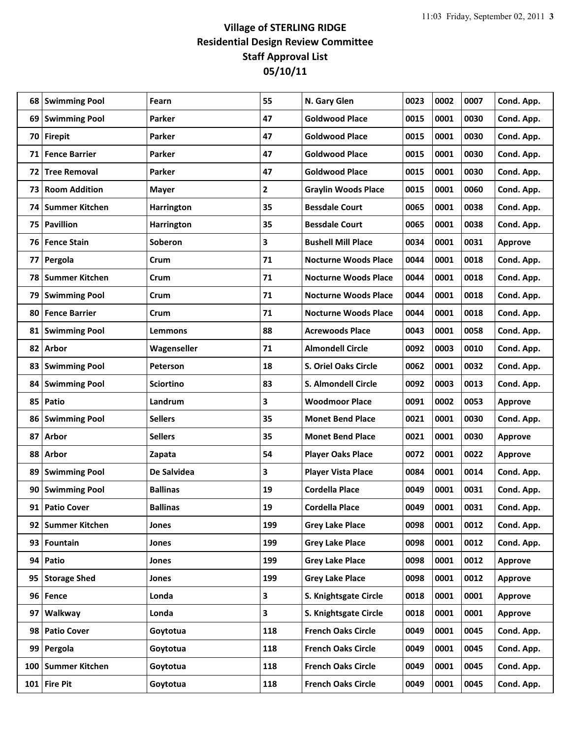# Village of STERLING RIDGE
## Residential Design Review Committee
## Staff Approval List
## 05/10/11

| | | | | | | | | |
|---|---|---|---|---|---|---|---|---|
| 68 | Swimming Pool | Fearn | 55 | N. Gary Glen | 0023 | 0002 | 0007 | Cond. App. |
| 69 | Swimming Pool | Parker | 47 | Goldwood Place | 0015 | 0001 | 0030 | Cond. App. |
| 70 | Firepit | Parker | 47 | Goldwood Place | 0015 | 0001 | 0030 | Cond. App. |
| 71 | Fence Barrier | Parker | 47 | Goldwood Place | 0015 | 0001 | 0030 | Cond. App. |
| 72 | Tree Removal | Parker | 47 | Goldwood Place | 0015 | 0001 | 0030 | Cond. App. |
| 73 | Room Addition | Mayer | 2 | Graylin Woods Place | 0015 | 0001 | 0060 | Cond. App. |
| 74 | Summer Kitchen | Harrington | 35 | Bessdale Court | 0065 | 0001 | 0038 | Cond. App. |
| 75 | Pavillion | Harrington | 35 | Bessdale Court | 0065 | 0001 | 0038 | Cond. App. |
| 76 | Fence Stain | Soberon | 3 | Bushell Mill Place | 0034 | 0001 | 0031 | Approve |
| 77 | Pergola | Crum | 71 | Nocturne Woods Place | 0044 | 0001 | 0018 | Cond. App. |
| 78 | Summer Kitchen | Crum | 71 | Nocturne Woods Place | 0044 | 0001 | 0018 | Cond. App. |
| 79 | Swimming Pool | Crum | 71 | Nocturne Woods Place | 0044 | 0001 | 0018 | Cond. App. |
| 80 | Fence Barrier | Crum | 71 | Nocturne Woods Place | 0044 | 0001 | 0018 | Cond. App. |
| 81 | Swimming Pool | Lemmons | 88 | Acrewoods Place | 0043 | 0001 | 0058 | Cond. App. |
| 82 | Arbor | Wagenseller | 71 | Almondell Circle | 0092 | 0003 | 0010 | Cond. App. |
| 83 | Swimming Pool | Peterson | 18 | S. Oriel Oaks Circle | 0062 | 0001 | 0032 | Cond. App. |
| 84 | Swimming Pool | Sciortino | 83 | S. Almondell Circle | 0092 | 0003 | 0013 | Cond. App. |
| 85 | Patio | Landrum | 3 | Woodmoor Place | 0091 | 0002 | 0053 | Approve |
| 86 | Swimming Pool | Sellers | 35 | Monet Bend Place | 0021 | 0001 | 0030 | Cond. App. |
| 87 | Arbor | Sellers | 35 | Monet Bend Place | 0021 | 0001 | 0030 | Approve |
| 88 | Arbor | Zapata | 54 | Player Oaks Place | 0072 | 0001 | 0022 | Approve |
| 89 | Swimming Pool | De Salvidea | 3 | Player Vista Place | 0084 | 0001 | 0014 | Cond. App. |
| 90 | Swimming Pool | Ballinas | 19 | Cordella Place | 0049 | 0001 | 0031 | Cond. App. |
| 91 | Patio Cover | Ballinas | 19 | Cordella Place | 0049 | 0001 | 0031 | Cond. App. |
| 92 | Summer Kitchen | Jones | 199 | Grey Lake Place | 0098 | 0001 | 0012 | Cond. App. |
| 93 | Fountain | Jones | 199 | Grey Lake Place | 0098 | 0001 | 0012 | Cond. App. |
| 94 | Patio | Jones | 199 | Grey Lake Place | 0098 | 0001 | 0012 | Approve |
| 95 | Storage Shed | Jones | 199 | Grey Lake Place | 0098 | 0001 | 0012 | Approve |
| 96 | Fence | Londa | 3 | S. Knightsgate Circle | 0018 | 0001 | 0001 | Approve |
| 97 | Walkway | Londa | 3 | S. Knightsgate Circle | 0018 | 0001 | 0001 | Approve |
| 98 | Patio Cover | Goytotua | 118 | French Oaks Circle | 0049 | 0001 | 0045 | Cond. App. |
| 99 | Pergola | Goytotua | 118 | French Oaks Circle | 0049 | 0001 | 0045 | Cond. App. |
| 100 | Summer Kitchen | Goytotua | 118 | French Oaks Circle | 0049 | 0001 | 0045 | Cond. App. |
| 101 | Fire Pit | Goytotua | 118 | French Oaks Circle | 0049 | 0001 | 0045 | Cond. App. |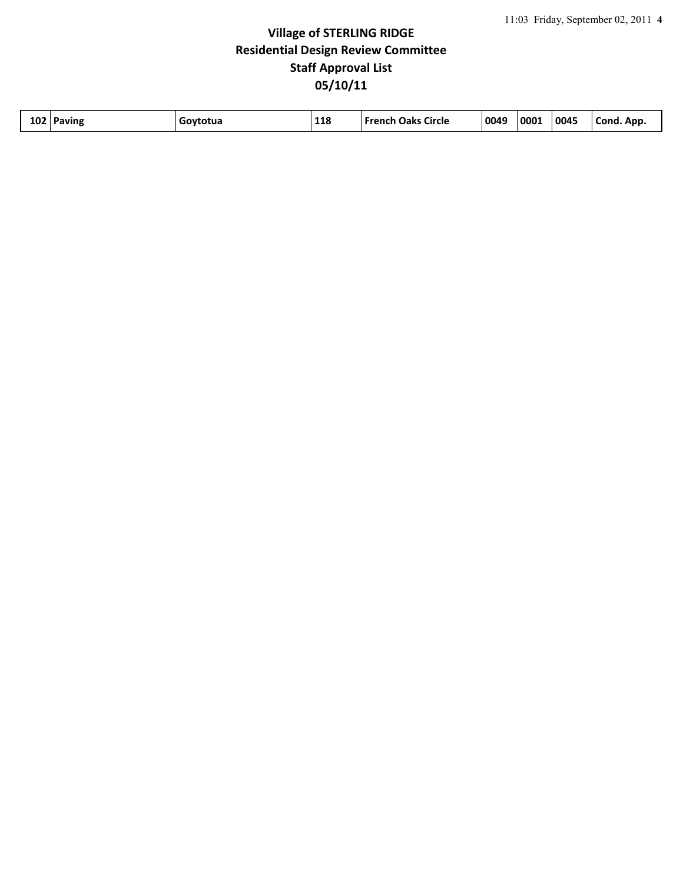# Village of STERLING RIDGE
## Residential Design Review Committee
## Staff Approval List
## 05/10/11

| | | | | | | | | |
|---|---|---|---|---|---|---|---|---|
| 102 | Paving | Goytotua | 118 | French Oaks Circle | 0049 | 0001 | 0045 | Cond. App. |